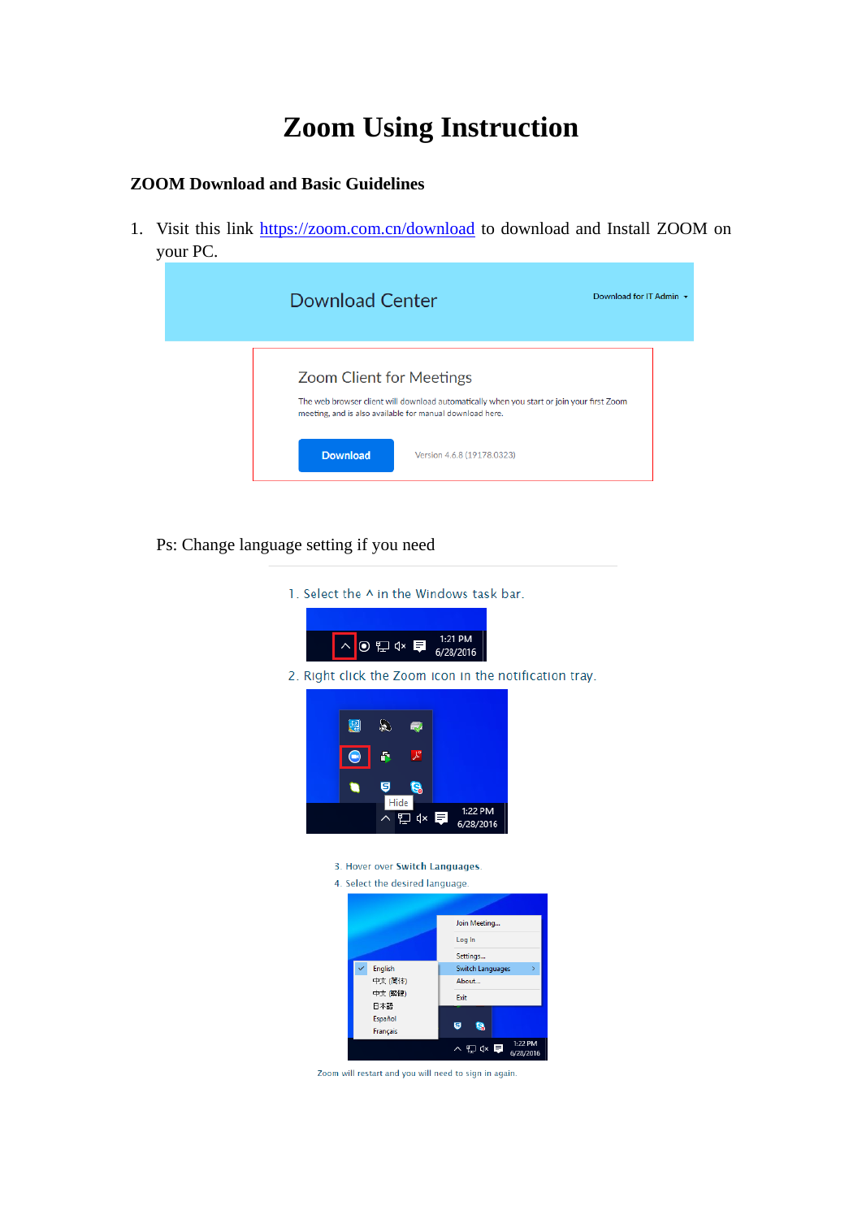# Zoom Using Instruction

## ZOOM Download and Basic Guidelines

1. Visit this link https://zoom.com.cn/download to download and Install ZOOM on your PC.

Ps: Change language setting if you need

1. Select the ^ in the Windows task bar.
2. Right click the Zoom icon in the notification tray.
3. Hover over **Switch Languages**.
4. Select the desired language.

Zoom will restart and you will need to sign in again.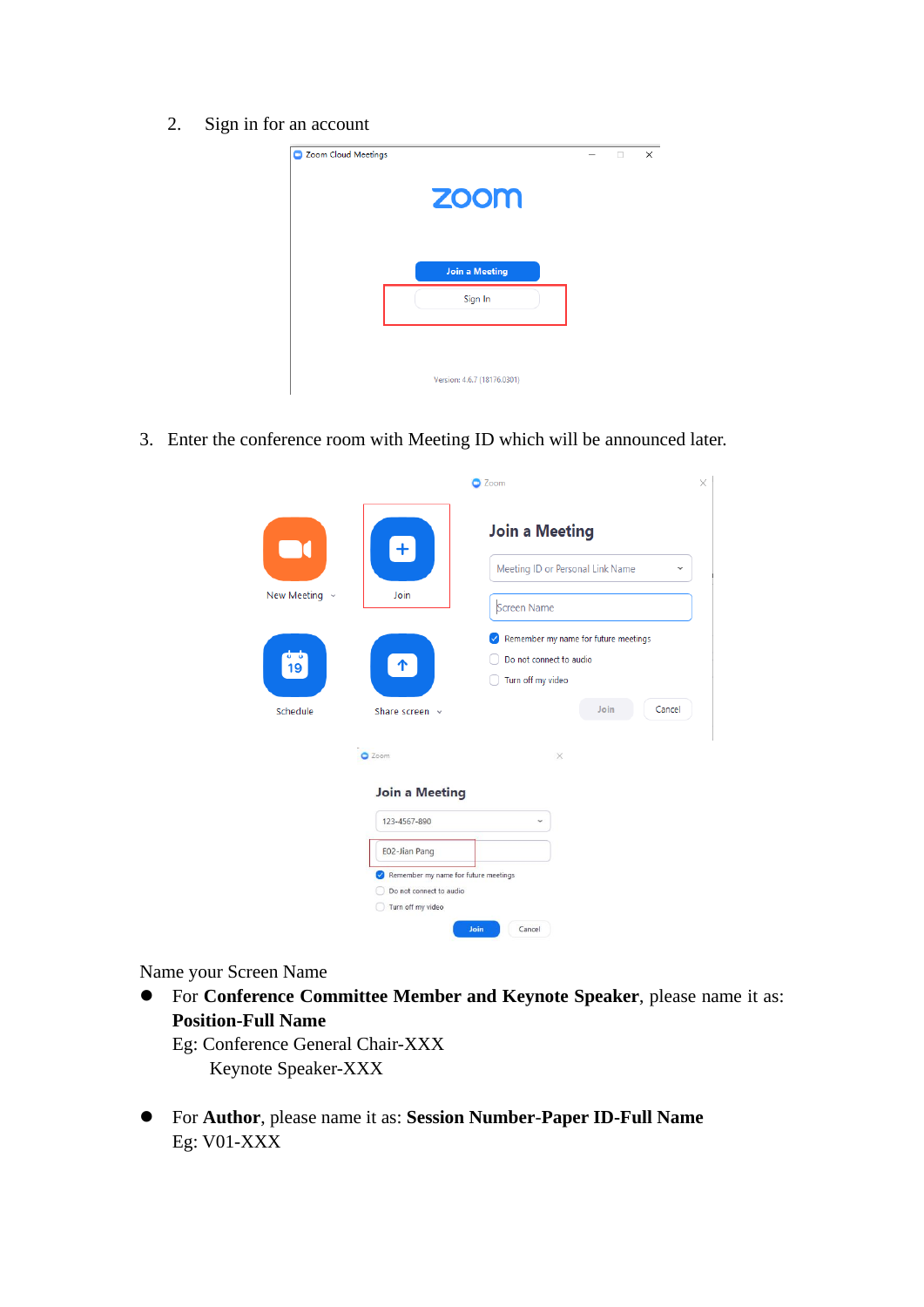2. Sign in for an account

3. Enter the conference room with Meeting ID which will be announced later.

Name your Screen Name

- For **Conference Committee Member and Keynote Speaker**, please name it as: **Position-Full Name**
  Eg: Conference General Chair-XXX
  Keynote Speaker-XXX

- For **Author**, please name it as: **Session Number-Paper ID-Full Name**
  Eg: V01-XXX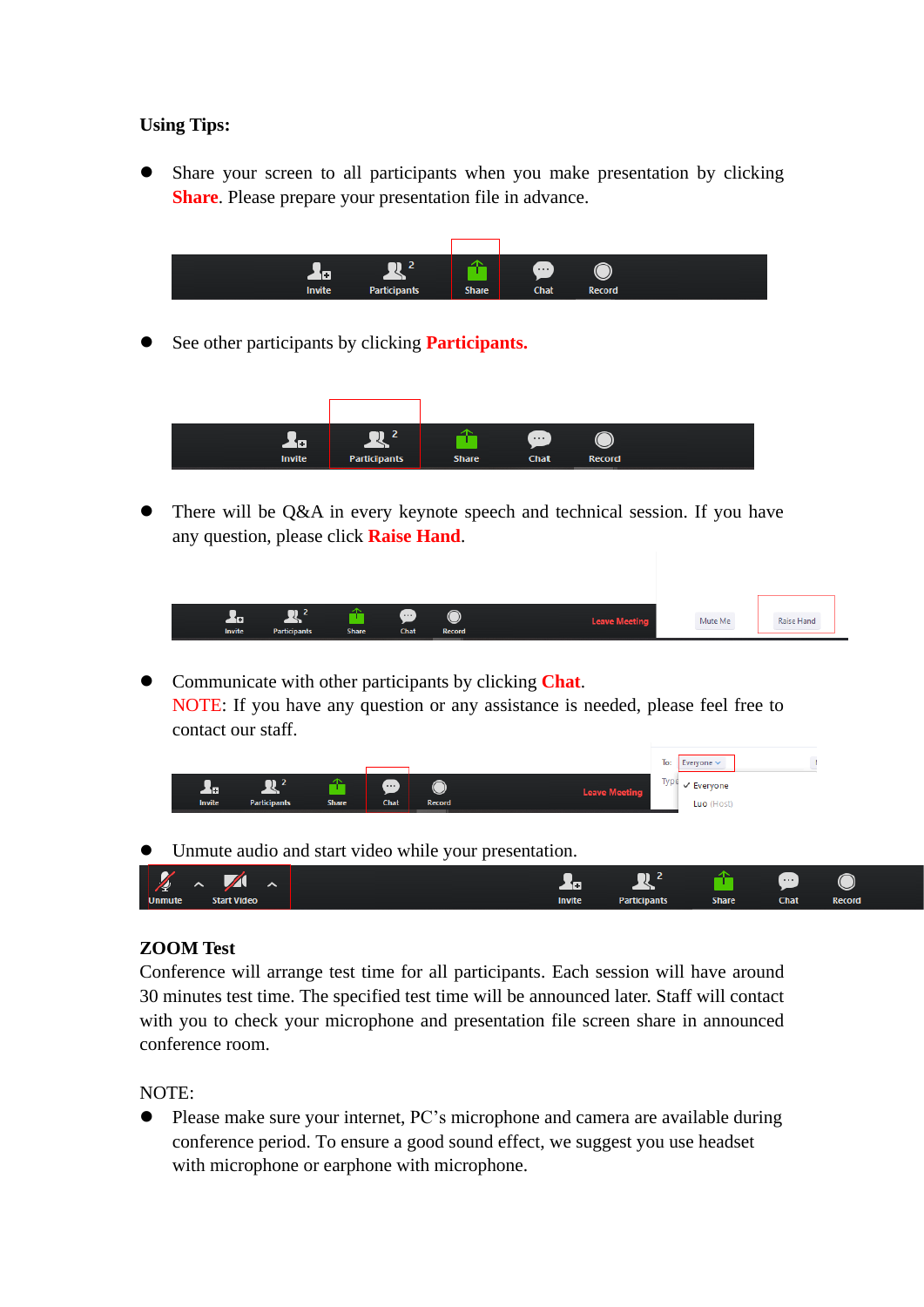**Using Tips:**

- Share your screen to all participants when you make presentation by clicking **Share**. Please prepare your presentation file in advance.

- See other participants by clicking **Participants.**

- There will be Q&A in every keynote speech and technical session. If you have any question, please click **Raise Hand**.

- Communicate with other participants by clicking **Chat**.
  NOTE: If you have any question or any assistance is needed, please feel free to contact our staff.

- Unmute audio and start video while your presentation.

**ZOOM Test**

Conference will arrange test time for all participants. Each session will have around 30 minutes test time. The specified test time will be announced later. Staff will contact with you to check your microphone and presentation file screen share in announced conference room.

NOTE:

- Please make sure your internet, PC's microphone and camera are available during conference period. To ensure a good sound effect, we suggest you use headset with microphone or earphone with microphone.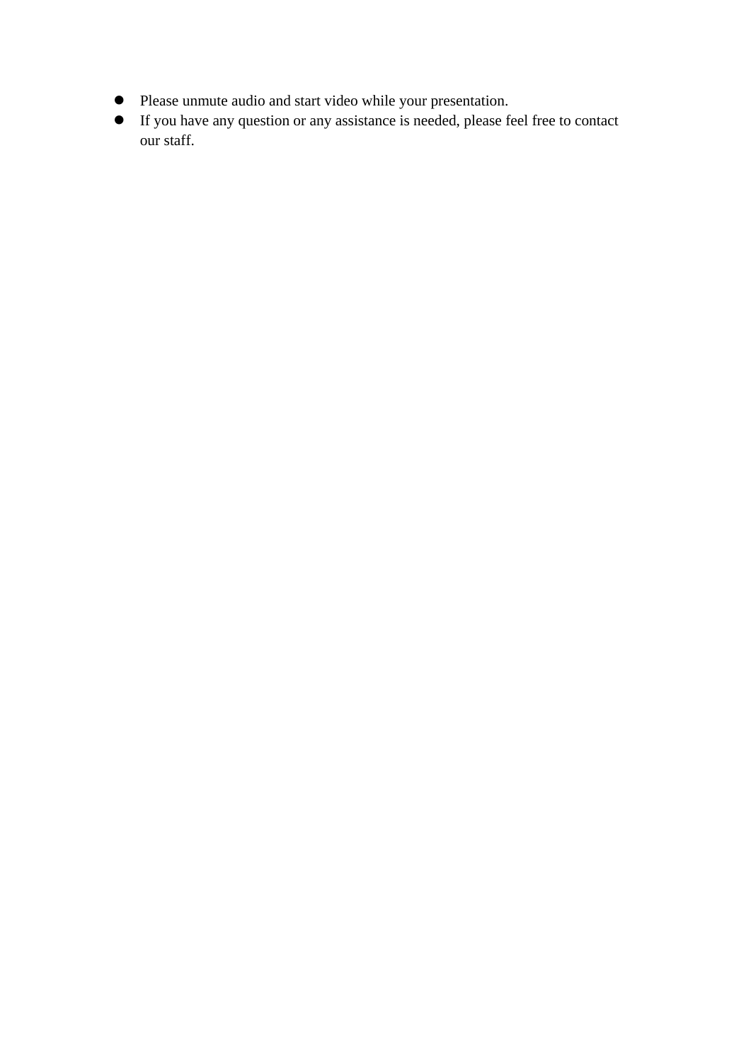- Please unmute audio and start video while your presentation.
- If you have any question or any assistance is needed, please feel free to contact our staff.